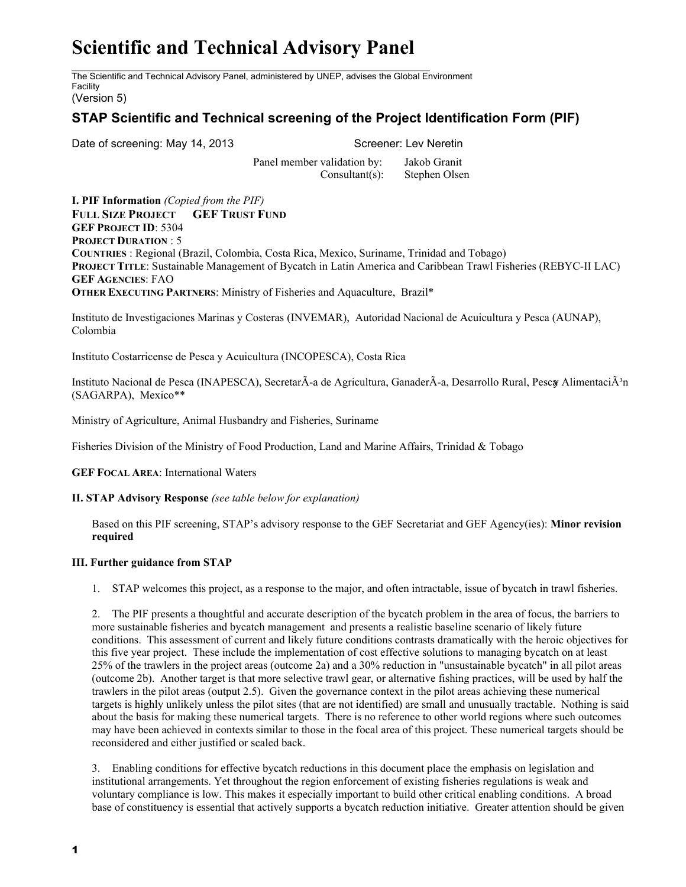# Scientific and Technical Advisory Panel

The Scientific and Technical Advisory Panel, administered by UNEP, advises the Global Environment Facility

(Version 5)

## STAP Scientific and Technical screening of the Project Identification Form (PIF)

Date of screening: May 14, 2013 Screener: Lev Neretin

Panel member validation by: Jakob Granit
Consultant(s): Stephen Olsen

**I. PIF Information** *(Copied from the PIF)*

**FULL SIZE PROJECT GEF TRUST FUND**

**GEF PROJECT ID**: 5304

**PROJECT DURATION** : 5

**COUNTRIES** : Regional (Brazil, Colombia, Costa Rica, Mexico, Suriname, Trinidad and Tobago)

**PROJECT TITLE**: Sustainable Management of Bycatch in Latin America and Caribbean Trawl Fisheries (REBYC-II LAC)

**GEF AGENCIES**: FAO

**OTHER EXECUTING PARTNERS**: Ministry of Fisheries and Aquaculture, Brazil*

Instituto de Investigaciones Marinas y Costeras (INVEMAR), Autoridad Nacional de Acuicultura y Pesca (AUNAP), Colombia

Instituto Costarricense de Pesca y Acuicultura (INCOPESCA), Costa Rica

Instituto Nacional de Pesca (INAPESCA), SecretarÃ-a de Agricultura, GanaderÃ-a, Desarrollo Rural, Pesca y AlimentaciÃ³n (SAGARPA), Mexico**

Ministry of Agriculture, Animal Husbandry and Fisheries, Suriname

Fisheries Division of the Ministry of Food Production, Land and Marine Affairs, Trinidad & Tobago

**GEF FOCAL AREA**: International Waters

**II. STAP Advisory Response** *(see table below for explanation)*

Based on this PIF screening, STAP's advisory response to the GEF Secretariat and GEF Agency(ies): **Minor revision required**

**III. Further guidance from STAP**

1. STAP welcomes this project, as a response to the major, and often intractable, issue of bycatch in trawl fisheries.

2. The PIF presents a thoughtful and accurate description of the bycatch problem in the area of focus, the barriers to more sustainable fisheries and bycatch management and presents a realistic baseline scenario of likely future conditions. This assessment of current and likely future conditions contrasts dramatically with the heroic objectives for this five year project. These include the implementation of cost effective solutions to managing bycatch on at least 25% of the trawlers in the project areas (outcome 2a) and a 30% reduction in "unsustainable bycatch" in all pilot areas (outcome 2b). Another target is that more selective trawl gear, or alternative fishing practices, will be used by half the trawlers in the pilot areas (output 2.5). Given the governance context in the pilot areas achieving these numerical targets is highly unlikely unless the pilot sites (that are not identified) are small and unusually tractable. Nothing is said about the basis for making these numerical targets. There is no reference to other world regions where such outcomes may have been achieved in contexts similar to those in the focal area of this project. These numerical targets should be reconsidered and either justified or scaled back.

3. Enabling conditions for effective bycatch reductions in this document place the emphasis on legislation and institutional arrangements. Yet throughout the region enforcement of existing fisheries regulations is weak and voluntary compliance is low. This makes it especially important to build other critical enabling conditions. A broad base of constituency is essential that actively supports a bycatch reduction initiative. Greater attention should be given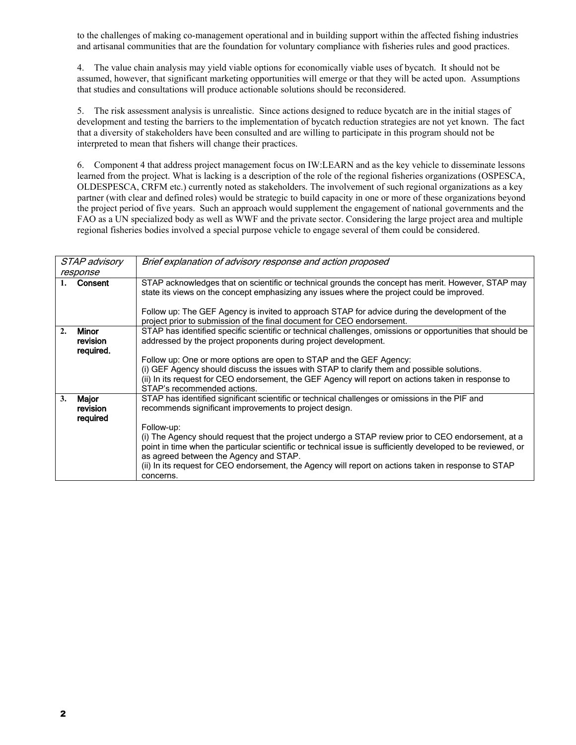to the challenges of making co-management operational and in building support within the affected fishing industries and artisanal communities that are the foundation for voluntary compliance with fisheries rules and good practices.

4. The value chain analysis may yield viable options for economically viable uses of bycatch. It should not be assumed, however, that significant marketing opportunities will emerge or that they will be acted upon. Assumptions that studies and consultations will produce actionable solutions should be reconsidered.

5. The risk assessment analysis is unrealistic. Since actions designed to reduce bycatch are in the initial stages of development and testing the barriers to the implementation of bycatch reduction strategies are not yet known. The fact that a diversity of stakeholders have been consulted and are willing to participate in this program should not be interpreted to mean that fishers will change their practices.

6. Component 4 that address project management focus on IW:LEARN and as the key vehicle to disseminate lessons learned from the project. What is lacking is a description of the role of the regional fisheries organizations (OSPESCA, OLDESPESCA, CRFM etc.) currently noted as stakeholders. The involvement of such regional organizations as a key partner (with clear and defined roles) would be strategic to build capacity in one or more of these organizations beyond the project period of five years. Such an approach would supplement the engagement of national governments and the FAO as a UN specialized body as well as WWF and the private sector. Considering the large project area and multiple regional fisheries bodies involved a special purpose vehicle to engage several of them could be considered.

| *STAP advisory response* | *Brief explanation of advisory response and action proposed* |
|---|---|
| **1. Consent** | STAP acknowledges that on scientific or technical grounds the concept has merit. However, STAP may state its views on the concept emphasizing any issues where the project could be improved.<br><br>Follow up: The GEF Agency is invited to approach STAP for advice during the development of the project prior to submission of the final document for CEO endorsement. |
| **2. Minor revision required.** | STAP has identified specific scientific or technical challenges, omissions or opportunities that should be addressed by the project proponents during project development.<br><br>Follow up: One or more options are open to STAP and the GEF Agency:<br>(i) GEF Agency should discuss the issues with STAP to clarify them and possible solutions.<br>(ii) In its request for CEO endorsement, the GEF Agency will report on actions taken in response to STAP's recommended actions. |
| **3. Major revision required** | STAP has identified significant scientific or technical challenges or omissions in the PIF and recommends significant improvements to project design.<br><br>Follow-up:<br>(i) The Agency should request that the project undergo a STAP review prior to CEO endorsement, at a point in time when the particular scientific or technical issue is sufficiently developed to be reviewed, or as agreed between the Agency and STAP.<br>(ii) In its request for CEO endorsement, the Agency will report on actions taken in response to STAP concerns. |